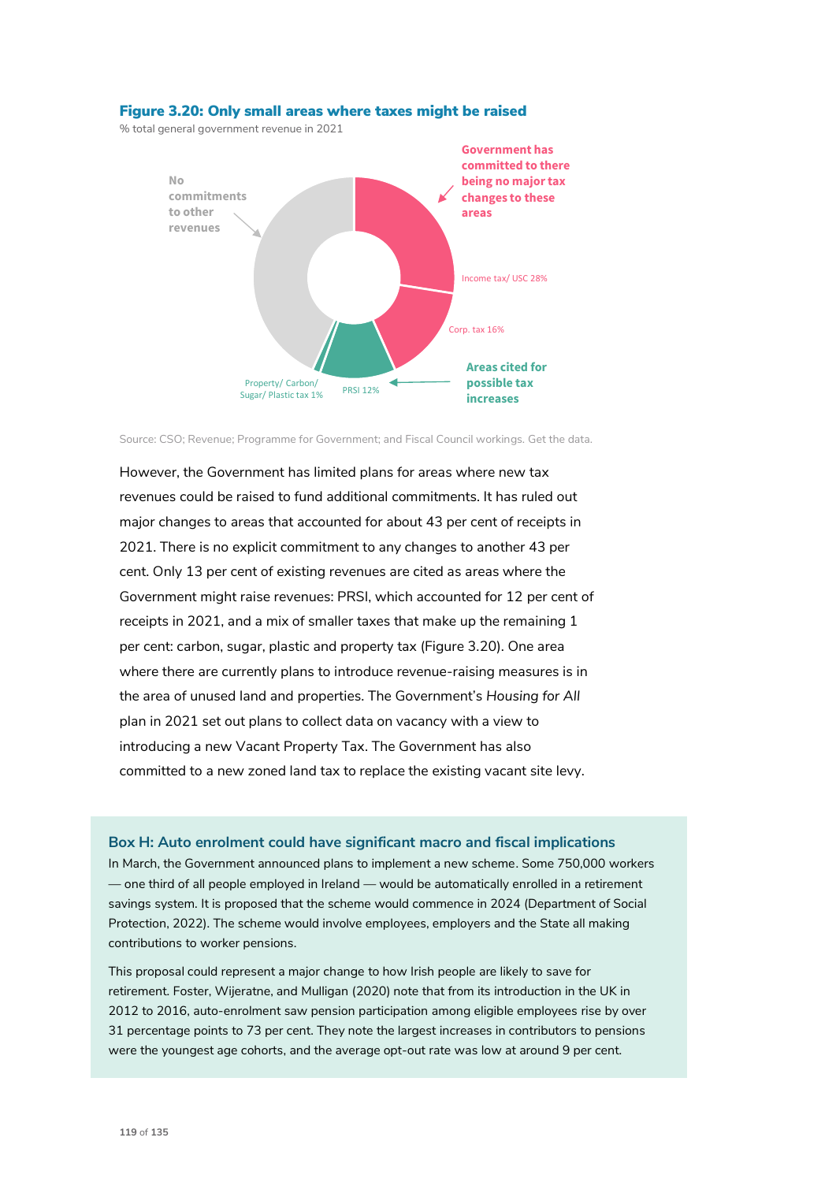**Figure 3.20: Only small areas where taxes might be raised**

% total general government revenue in 2021

No commitments to other revenues

Government has committed to there being no major tax changes to these areas

Income tax/ USC 28%

Corp. tax 16%

Areas cited for possible tax increases

PRSI 12%

Property/ Carbon/ Sugar/ Plastic tax 1%

Source: CSO; Revenue; Programme for Government; and Fiscal Council workings. Get the data.

However, the Government has limited plans for areas where new tax revenues could be raised to fund additional commitments. It has ruled out major changes to areas that accounted for about 43 per cent of receipts in 2021. There is no explicit commitment to any changes to another 43 per cent. Only 13 per cent of existing revenues are cited as areas where the Government might raise revenues: PRSI, which accounted for 12 per cent of receipts in 2021, and a mix of smaller taxes that make up the remaining 1 per cent: carbon, sugar, plastic and property tax (Figure 3.20). One area where there are currently plans to introduce revenue-raising measures is in the area of unused land and properties. The Government's *Housing for All* plan in 2021 set out plans to collect data on vacancy with a view to introducing a new Vacant Property Tax. The Government has also committed to a new zoned land tax to replace the existing vacant site levy.

### Box H: Auto enrolment could have significant macro and fiscal implications

In March, the Government announced plans to implement a new scheme. Some 750,000 workers — one third of all people employed in Ireland — would be automatically enrolled in a retirement savings system. It is proposed that the scheme would commence in 2024 (Department of Social Protection, 2022). The scheme would involve employees, employers and the State all making contributions to worker pensions.

This proposal could represent a major change to how Irish people are likely to save for retirement. Foster, Wijeratne, and Mulligan (2020) note that from its introduction in the UK in 2012 to 2016, auto-enrolment saw pension participation among eligible employees rise by over 31 percentage points to 73 per cent. They note the largest increases in contributors to pensions were the youngest age cohorts, and the average opt-out rate was low at around 9 per cent.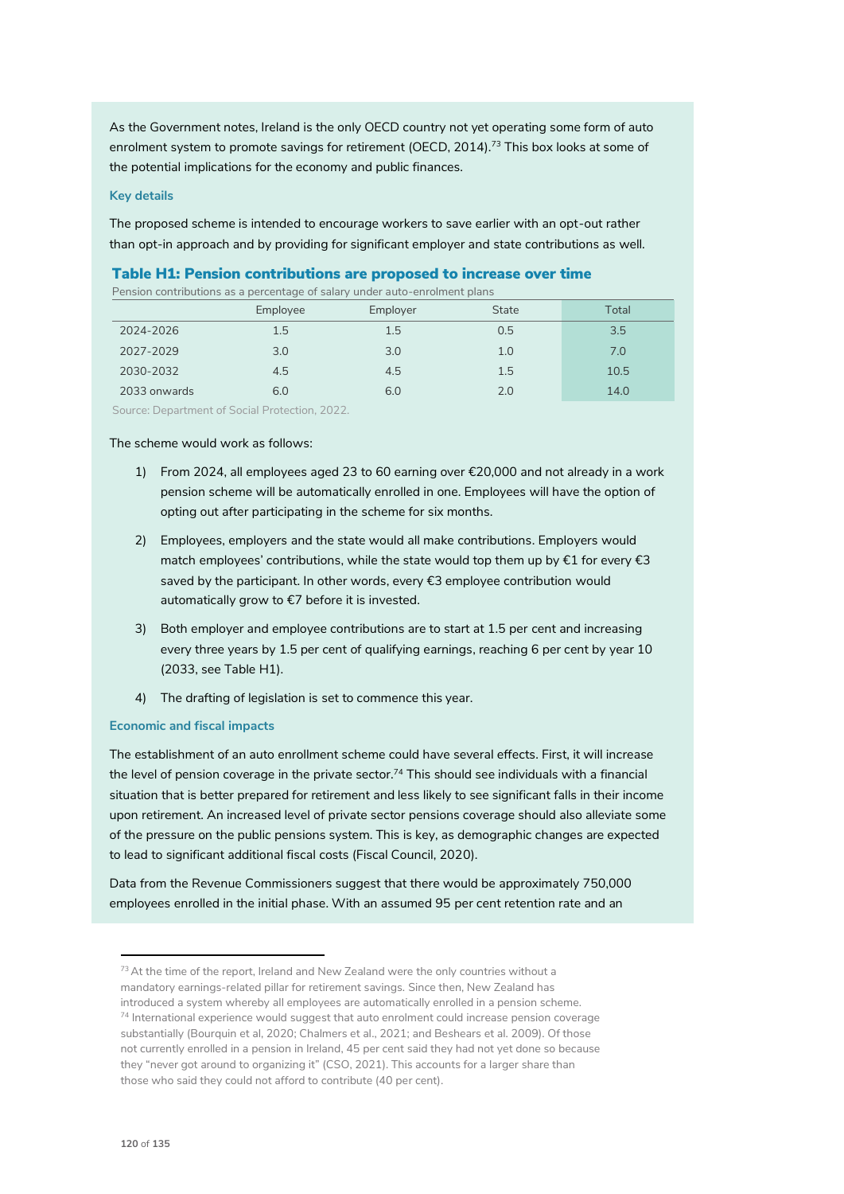As the Government notes, Ireland is the only OECD country not yet operating some form of auto enrolment system to promote savings for retirement (OECD, 2014).[73] This box looks at some of the potential implications for the economy and public finances.

### Key details

The proposed scheme is intended to encourage workers to save earlier with an opt-out rather than opt-in approach and by providing for significant employer and state contributions as well.

**Table H1: Pension contributions are proposed to increase over time**

Pension contributions as a percentage of salary under auto-enrolment plans

| | Employee | Employer | State | Total |
|---|---|---|---|---|
| 2024-2026 | 1.5 | 1.5 | 0.5 | 3.5 |
| 2027-2029 | 3.0 | 3.0 | 1.0 | 7.0 |
| 2030-2032 | 4.5 | 4.5 | 1.5 | 10.5 |
| 2033 onwards | 6.0 | 6.0 | 2.0 | 14.0 |

Source: Department of Social Protection, 2022.

The scheme would work as follows:

1) From 2024, all employees aged 23 to 60 earning over €20,000 and not already in a work pension scheme will be automatically enrolled in one. Employees will have the option of opting out after participating in the scheme for six months.
2) Employees, employers and the state would all make contributions. Employers would match employees' contributions, while the state would top them up by €1 for every €3 saved by the participant. In other words, every €3 employee contribution would automatically grow to €7 before it is invested.
3) Both employer and employee contributions are to start at 1.5 per cent and increasing every three years by 1.5 per cent of qualifying earnings, reaching 6 per cent by year 10 (2033, see Table H1).
4) The drafting of legislation is set to commence this year.

### Economic and fiscal impacts

The establishment of an auto enrollment scheme could have several effects. First, it will increase the level of pension coverage in the private sector.[74] This should see individuals with a financial situation that is better prepared for retirement and less likely to see significant falls in their income upon retirement. An increased level of private sector pensions coverage should also alleviate some of the pressure on the public pensions system. This is key, as demographic changes are expected to lead to significant additional fiscal costs (Fiscal Council, 2020).

Data from the Revenue Commissioners suggest that there would be approximately 750,000 employees enrolled in the initial phase. With an assumed 95 per cent retention rate and an

---

[73] At the time of the report, Ireland and New Zealand were the only countries without a mandatory earnings-related pillar for retirement savings. Since then, New Zealand has introduced a system whereby all employees are automatically enrolled in a pension scheme.

[74] International experience would suggest that auto enrolment could increase pension coverage substantially (Bourquin et al, 2020; Chalmers et al., 2021; and Beshears et al. 2009). Of those not currently enrolled in a pension in Ireland, 45 per cent said they had not yet done so because they "never got around to organizing it" (CSO, 2021). This accounts for a larger share than those who said they could not afford to contribute (40 per cent).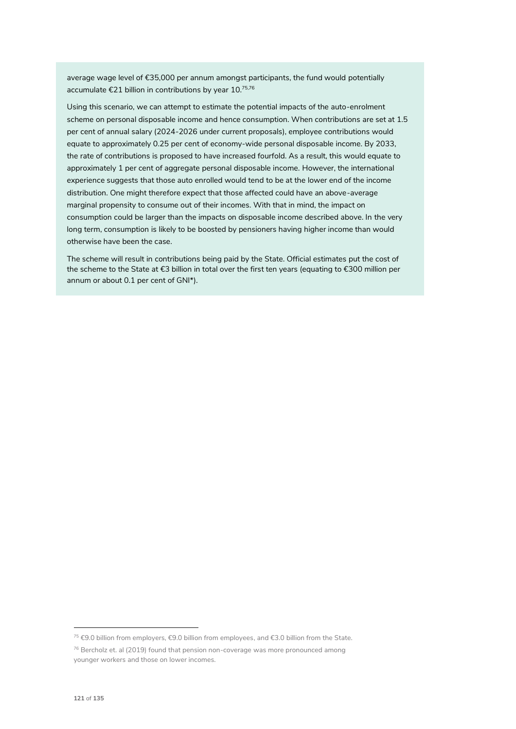average wage level of €35,000 per annum amongst participants, the fund would potentially accumulate €21 billion in contributions by year 10.[75,76]

Using this scenario, we can attempt to estimate the potential impacts of the auto-enrolment scheme on personal disposable income and hence consumption. When contributions are set at 1.5 per cent of annual salary (2024-2026 under current proposals), employee contributions would equate to approximately 0.25 per cent of economy-wide personal disposable income. By 2033, the rate of contributions is proposed to have increased fourfold. As a result, this would equate to approximately 1 per cent of aggregate personal disposable income. However, the international experience suggests that those auto enrolled would tend to be at the lower end of the income distribution. One might therefore expect that those affected could have an above-average marginal propensity to consume out of their incomes. With that in mind, the impact on consumption could be larger than the impacts on disposable income described above. In the very long term, consumption is likely to be boosted by pensioners having higher income than would otherwise have been the case.

The scheme will result in contributions being paid by the State. Official estimates put the cost of the scheme to the State at €3 billion in total over the first ten years (equating to €300 million per annum or about 0.1 per cent of GNI*).

---

[75] €9.0 billion from employers, €9.0 billion from employees, and €3.0 billion from the State.

[76] Bercholz et. al (2019) found that pension non-coverage was more pronounced among younger workers and those on lower incomes.